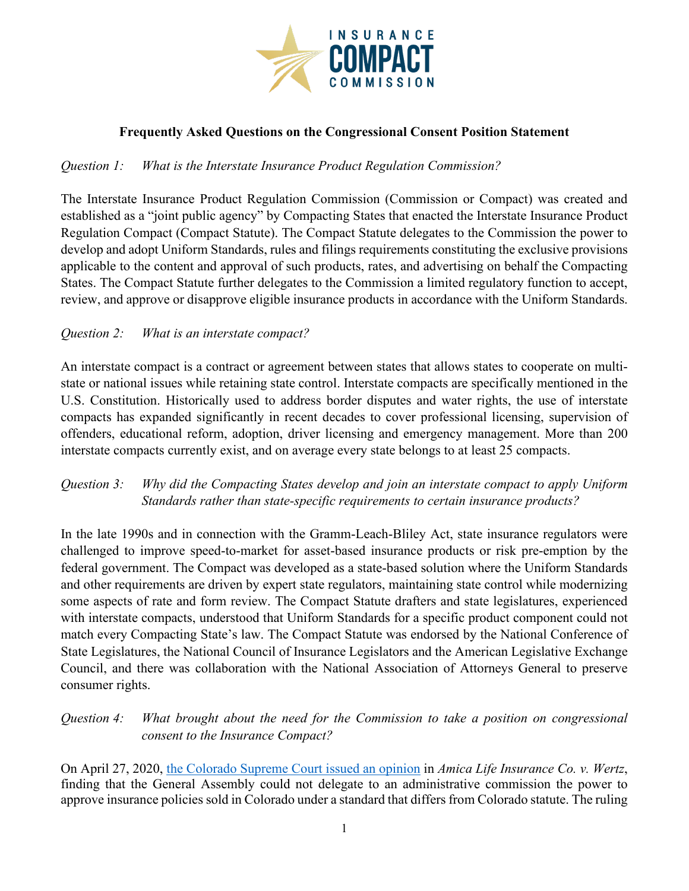**INSURANCE COMPACT COMMISSION**

## Frequently Asked Questions on the Congressional Consent Position Statement

*Question 1: What is the Interstate Insurance Product Regulation Commission?*

The Interstate Insurance Product Regulation Commission (Commission or Compact) was created and established as a "joint public agency" by Compacting States that enacted the Interstate Insurance Product Regulation Compact (Compact Statute). The Compact Statute delegates to the Commission the power to develop and adopt Uniform Standards, rules and filings requirements constituting the exclusive provisions applicable to the content and approval of such products, rates, and advertising on behalf the Compacting States. The Compact Statute further delegates to the Commission a limited regulatory function to accept, review, and approve or disapprove eligible insurance products in accordance with the Uniform Standards.

*Question 2: What is an interstate compact?*

An interstate compact is a contract or agreement between states that allows states to cooperate on multi-state or national issues while retaining state control. Interstate compacts are specifically mentioned in the U.S. Constitution. Historically used to address border disputes and water rights, the use of interstate compacts has expanded significantly in recent decades to cover professional licensing, supervision of offenders, educational reform, adoption, driver licensing and emergency management. More than 200 interstate compacts currently exist, and on average every state belongs to at least 25 compacts.

*Question 3: Why did the Compacting States develop and join an interstate compact to apply Uniform Standards rather than state-specific requirements to certain insurance products?*

In the late 1990s and in connection with the Gramm-Leach-Bliley Act, state insurance regulators were challenged to improve speed-to-market for asset-based insurance products or risk pre-emption by the federal government. The Compact was developed as a state-based solution where the Uniform Standards and other requirements are driven by expert state regulators, maintaining state control while modernizing some aspects of rate and form review. The Compact Statute drafters and state legislatures, experienced with interstate compacts, understood that Uniform Standards for a specific product component could not match every Compacting State's law. The Compact Statute was endorsed by the National Conference of State Legislatures, the National Council of Insurance Legislators and the American Legislative Exchange Council, and there was collaboration with the National Association of Attorneys General to preserve consumer rights.

*Question 4: What brought about the need for the Commission to take a position on congressional consent to the Insurance Compact?*

On April 27, 2020, the Colorado Supreme Court issued an opinion in *Amica Life Insurance Co. v. Wertz*, finding that the General Assembly could not delegate to an administrative commission the power to approve insurance policies sold in Colorado under a standard that differs from Colorado statute. The ruling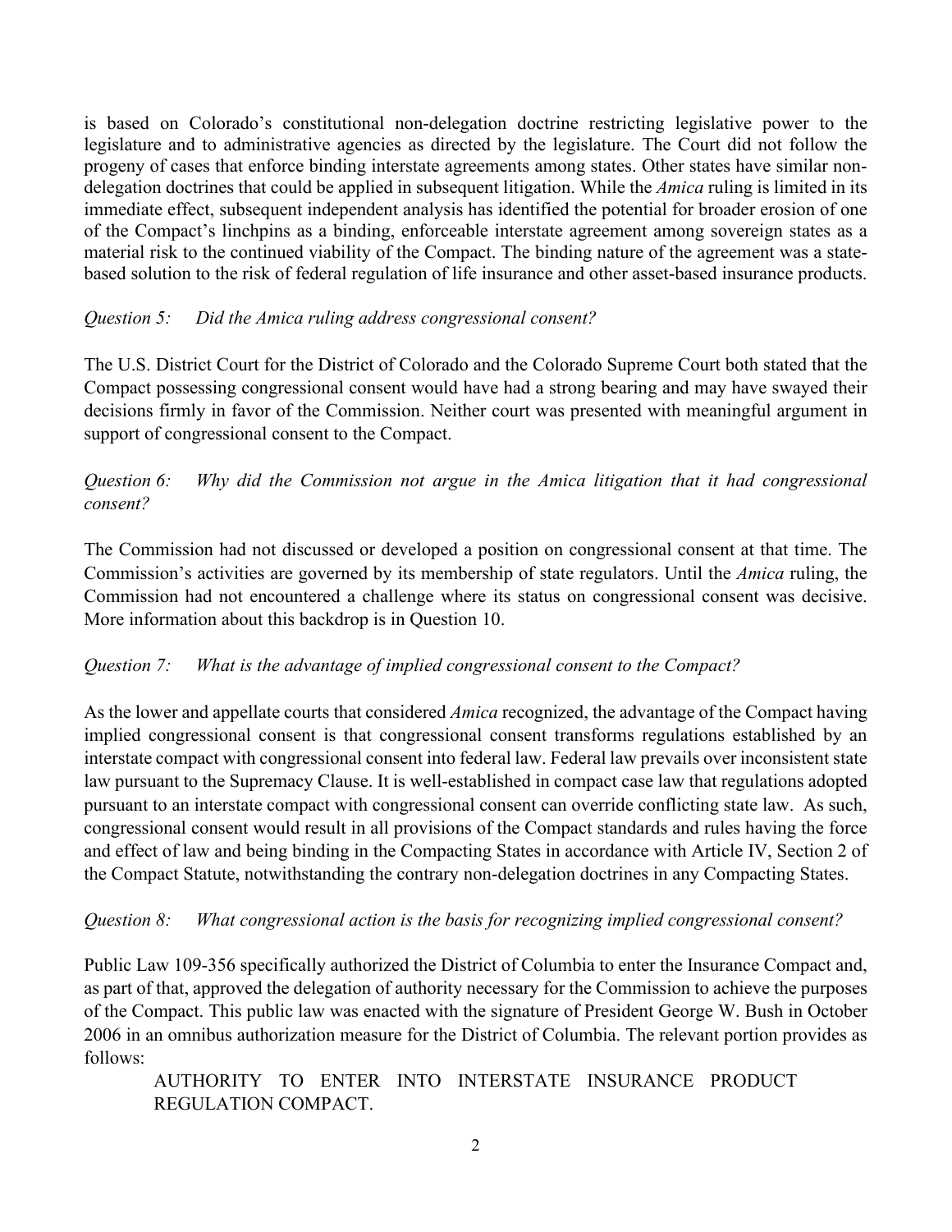is based on Colorado's constitutional non-delegation doctrine restricting legislative power to the legislature and to administrative agencies as directed by the legislature. The Court did not follow the progeny of cases that enforce binding interstate agreements among states. Other states have similar non-delegation doctrines that could be applied in subsequent litigation. While the *Amica* ruling is limited in its immediate effect, subsequent independent analysis has identified the potential for broader erosion of one of the Compact's linchpins as a binding, enforceable interstate agreement among sovereign states as a material risk to the continued viability of the Compact. The binding nature of the agreement was a state-based solution to the risk of federal regulation of life insurance and other asset-based insurance products.

*Question 5: Did the Amica ruling address congressional consent?*

The U.S. District Court for the District of Colorado and the Colorado Supreme Court both stated that the Compact possessing congressional consent would have had a strong bearing and may have swayed their decisions firmly in favor of the Commission. Neither court was presented with meaningful argument in support of congressional consent to the Compact.

*Question 6: Why did the Commission not argue in the Amica litigation that it had congressional consent?*

The Commission had not discussed or developed a position on congressional consent at that time. The Commission's activities are governed by its membership of state regulators. Until the *Amica* ruling, the Commission had not encountered a challenge where its status on congressional consent was decisive. More information about this backdrop is in Question 10.

*Question 7: What is the advantage of implied congressional consent to the Compact?*

As the lower and appellate courts that considered *Amica* recognized, the advantage of the Compact having implied congressional consent is that congressional consent transforms regulations established by an interstate compact with congressional consent into federal law. Federal law prevails over inconsistent state law pursuant to the Supremacy Clause. It is well-established in compact case law that regulations adopted pursuant to an interstate compact with congressional consent can override conflicting state law. As such, congressional consent would result in all provisions of the Compact standards and rules having the force and effect of law and being binding in the Compacting States in accordance with Article IV, Section 2 of the Compact Statute, notwithstanding the contrary non-delegation doctrines in any Compacting States.

*Question 8: What congressional action is the basis for recognizing implied congressional consent?*

Public Law 109-356 specifically authorized the District of Columbia to enter the Insurance Compact and, as part of that, approved the delegation of authority necessary for the Commission to achieve the purposes of the Compact. This public law was enacted with the signature of President George W. Bush in October 2006 in an omnibus authorization measure for the District of Columbia. The relevant portion provides as follows:

> AUTHORITY TO ENTER INTO INTERSTATE INSURANCE PRODUCT REGULATION COMPACT.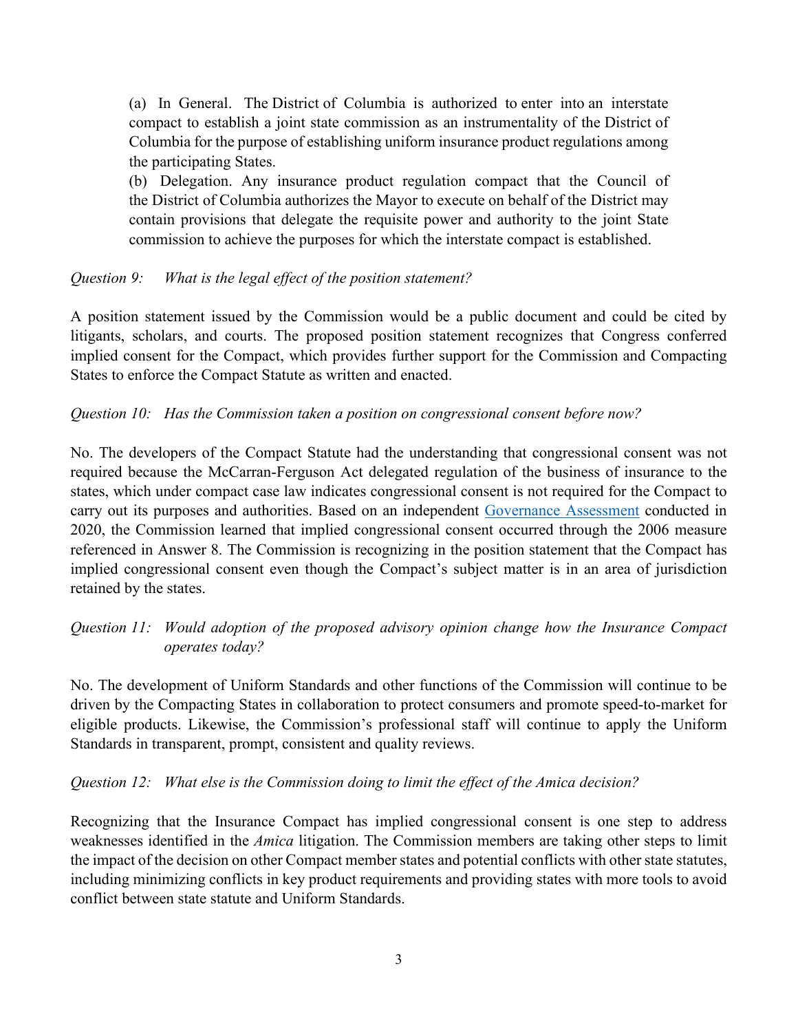> (a) In General. The District of Columbia is authorized to enter into an interstate compact to establish a joint state commission as an instrumentality of the District of Columbia for the purpose of establishing uniform insurance product regulations among the participating States.
>
> (b) Delegation. Any insurance product regulation compact that the Council of the District of Columbia authorizes the Mayor to execute on behalf of the District may contain provisions that delegate the requisite power and authority to the joint State commission to achieve the purposes for which the interstate compact is established.

*Question 9: What is the legal effect of the position statement?*

A position statement issued by the Commission would be a public document and could be cited by litigants, scholars, and courts. The proposed position statement recognizes that Congress conferred implied consent for the Compact, which provides further support for the Commission and Compacting States to enforce the Compact Statute as written and enacted.

*Question 10: Has the Commission taken a position on congressional consent before now?*

No. The developers of the Compact Statute had the understanding that congressional consent was not required because the McCarran-Ferguson Act delegated regulation of the business of insurance to the states, which under compact case law indicates congressional consent is not required for the Compact to carry out its purposes and authorities. Based on an independent Governance Assessment conducted in 2020, the Commission learned that implied congressional consent occurred through the 2006 measure referenced in Answer 8. The Commission is recognizing in the position statement that the Compact has implied congressional consent even though the Compact's subject matter is in an area of jurisdiction retained by the states.

*Question 11: Would adoption of the proposed advisory opinion change how the Insurance Compact operates today?*

No. The development of Uniform Standards and other functions of the Commission will continue to be driven by the Compacting States in collaboration to protect consumers and promote speed-to-market for eligible products. Likewise, the Commission's professional staff will continue to apply the Uniform Standards in transparent, prompt, consistent and quality reviews.

*Question 12: What else is the Commission doing to limit the effect of the Amica decision?*

Recognizing that the Insurance Compact has implied congressional consent is one step to address weaknesses identified in the *Amica* litigation. The Commission members are taking other steps to limit the impact of the decision on other Compact member states and potential conflicts with other state statutes, including minimizing conflicts in key product requirements and providing states with more tools to avoid conflict between state statute and Uniform Standards.